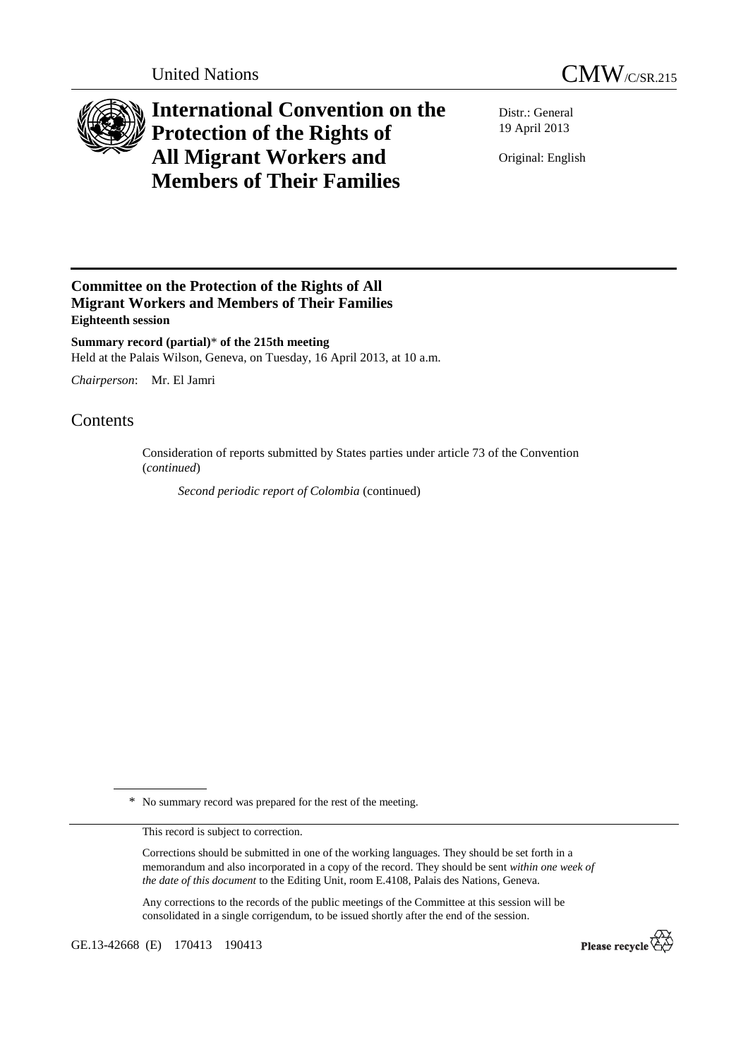United Nations

# CMW/C/SR.215

# International Convention on the Protection of the Rights of All Migrant Workers and Members of Their Families

Distr.: General
19 April 2013

Original: English

## Committee on the Protection of the Rights of All Migrant Workers and Members of Their Families

**Eighteenth session**

**Summary record (partial)\* of the 215th meeting**

Held at the Palais Wilson, Geneva, on Tuesday, 16 April 2013, at 10 a.m.

*Chairperson*: Mr. El Jamri

## Contents

Consideration of reports submitted by States parties under article 73 of the Convention (*continued*)

*Second periodic report of Colombia* (continued)

---

\* No summary record was prepared for the rest of the meeting.

This record is subject to correction.

Corrections should be submitted in one of the working languages. They should be set forth in a memorandum and also incorporated in a copy of the record. They should be sent *within one week of the date of this document* to the Editing Unit, room E.4108, Palais des Nations, Geneva.

Any corrections to the records of the public meetings of the Committee at this session will be consolidated in a single corrigendum, to be issued shortly after the end of the session.

GE.13-42668 (E) 170413 190413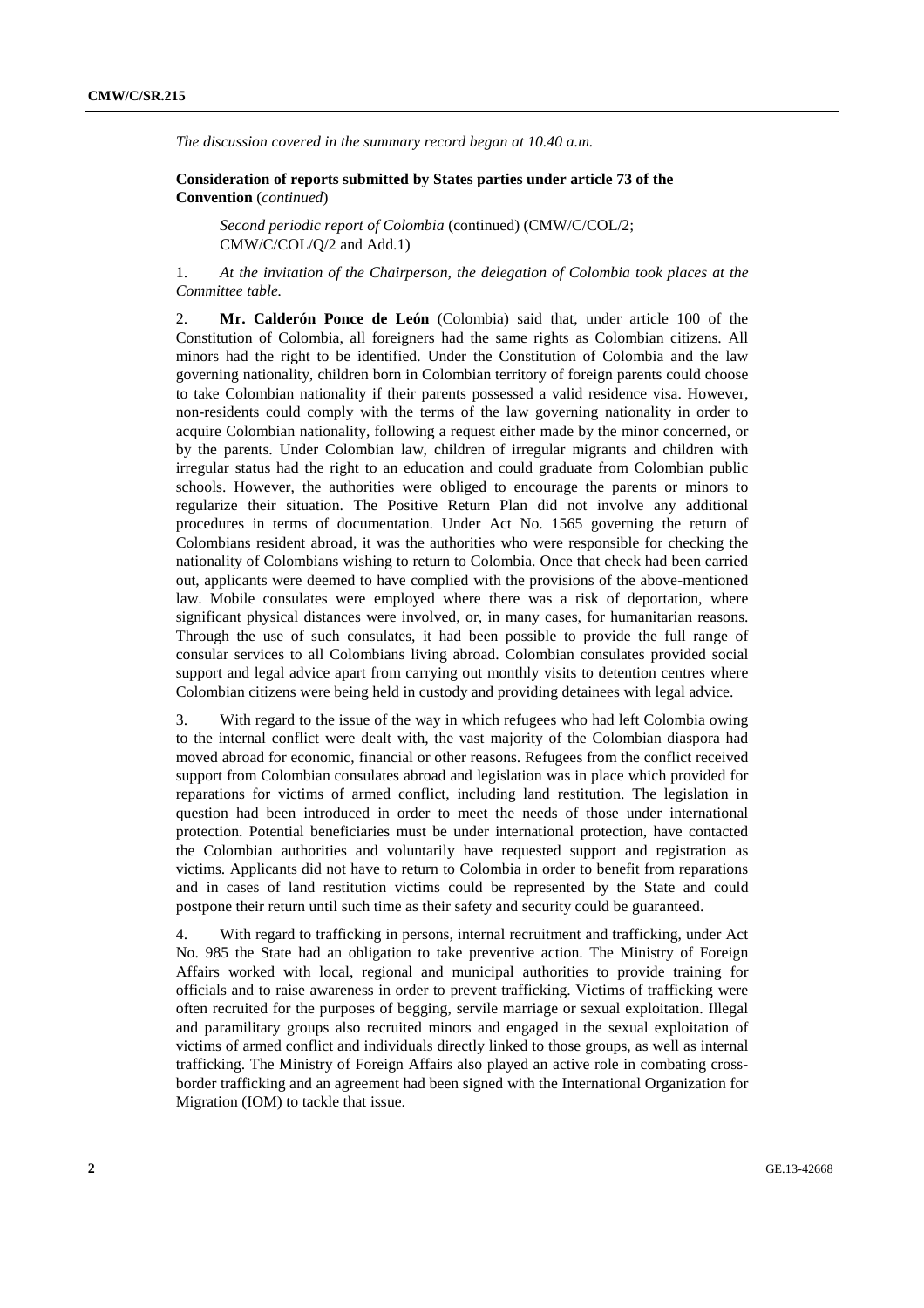*The discussion covered in the summary record began at 10.40 a.m.*

**Consideration of reports submitted by States parties under article 73 of the Convention** (*continued*)

*Second periodic report of Colombia* (continued) (CMW/C/COL/2; CMW/C/COL/Q/2 and Add.1)

1. *At the invitation of the Chairperson, the delegation of Colombia took places at the Committee table.*

2. **Mr. Calderón Ponce de León** (Colombia) said that, under article 100 of the Constitution of Colombia, all foreigners had the same rights as Colombian citizens. All minors had the right to be identified. Under the Constitution of Colombia and the law governing nationality, children born in Colombian territory of foreign parents could choose to take Colombian nationality if their parents possessed a valid residence visa. However, non-residents could comply with the terms of the law governing nationality in order to acquire Colombian nationality, following a request either made by the minor concerned, or by the parents. Under Colombian law, children of irregular migrants and children with irregular status had the right to an education and could graduate from Colombian public schools. However, the authorities were obliged to encourage the parents or minors to regularize their situation. The Positive Return Plan did not involve any additional procedures in terms of documentation. Under Act No. 1565 governing the return of Colombians resident abroad, it was the authorities who were responsible for checking the nationality of Colombians wishing to return to Colombia. Once that check had been carried out, applicants were deemed to have complied with the provisions of the above-mentioned law. Mobile consulates were employed where there was a risk of deportation, where significant physical distances were involved, or, in many cases, for humanitarian reasons. Through the use of such consulates, it had been possible to provide the full range of consular services to all Colombians living abroad. Colombian consulates provided social support and legal advice apart from carrying out monthly visits to detention centres where Colombian citizens were being held in custody and providing detainees with legal advice.

3. With regard to the issue of the way in which refugees who had left Colombia owing to the internal conflict were dealt with, the vast majority of the Colombian diaspora had moved abroad for economic, financial or other reasons. Refugees from the conflict received support from Colombian consulates abroad and legislation was in place which provided for reparations for victims of armed conflict, including land restitution. The legislation in question had been introduced in order to meet the needs of those under international protection. Potential beneficiaries must be under international protection, have contacted the Colombian authorities and voluntarily have requested support and registration as victims. Applicants did not have to return to Colombia in order to benefit from reparations and in cases of land restitution victims could be represented by the State and could postpone their return until such time as their safety and security could be guaranteed.

4. With regard to trafficking in persons, internal recruitment and trafficking, under Act No. 985 the State had an obligation to take preventive action. The Ministry of Foreign Affairs worked with local, regional and municipal authorities to provide training for officials and to raise awareness in order to prevent trafficking. Victims of trafficking were often recruited for the purposes of begging, servile marriage or sexual exploitation. Illegal and paramilitary groups also recruited minors and engaged in the sexual exploitation of victims of armed conflict and individuals directly linked to those groups, as well as internal trafficking. The Ministry of Foreign Affairs also played an active role in combating cross-border trafficking and an agreement had been signed with the International Organization for Migration (IOM) to tackle that issue.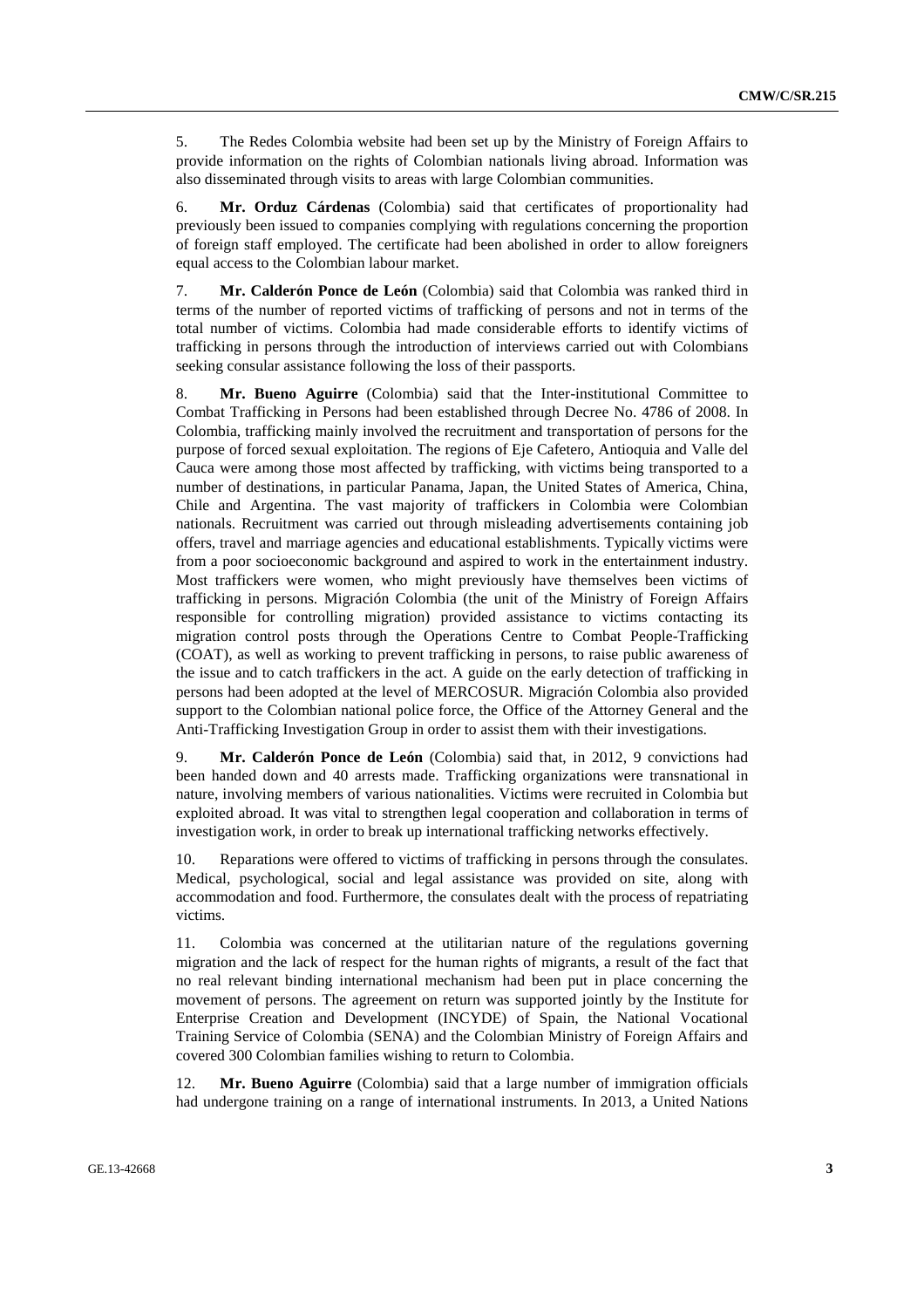5. The Redes Colombia website had been set up by the Ministry of Foreign Affairs to provide information on the rights of Colombian nationals living abroad. Information was also disseminated through visits to areas with large Colombian communities.

6. **Mr. Orduz Cárdenas** (Colombia) said that certificates of proportionality had previously been issued to companies complying with regulations concerning the proportion of foreign staff employed. The certificate had been abolished in order to allow foreigners equal access to the Colombian labour market.

7. **Mr. Calderón Ponce de León** (Colombia) said that Colombia was ranked third in terms of the number of reported victims of trafficking of persons and not in terms of the total number of victims. Colombia had made considerable efforts to identify victims of trafficking in persons through the introduction of interviews carried out with Colombians seeking consular assistance following the loss of their passports.

8. **Mr. Bueno Aguirre** (Colombia) said that the Inter-institutional Committee to Combat Trafficking in Persons had been established through Decree No. 4786 of 2008. In Colombia, trafficking mainly involved the recruitment and transportation of persons for the purpose of forced sexual exploitation. The regions of Eje Cafetero, Antioquia and Valle del Cauca were among those most affected by trafficking, with victims being transported to a number of destinations, in particular Panama, Japan, the United States of America, China, Chile and Argentina. The vast majority of traffickers in Colombia were Colombian nationals. Recruitment was carried out through misleading advertisements containing job offers, travel and marriage agencies and educational establishments. Typically victims were from a poor socioeconomic background and aspired to work in the entertainment industry. Most traffickers were women, who might previously have themselves been victims of trafficking in persons. Migración Colombia (the unit of the Ministry of Foreign Affairs responsible for controlling migration) provided assistance to victims contacting its migration control posts through the Operations Centre to Combat People-Trafficking (COAT), as well as working to prevent trafficking in persons, to raise public awareness of the issue and to catch traffickers in the act. A guide on the early detection of trafficking in persons had been adopted at the level of MERCOSUR. Migración Colombia also provided support to the Colombian national police force, the Office of the Attorney General and the Anti-Trafficking Investigation Group in order to assist them with their investigations.

9. **Mr. Calderón Ponce de León** (Colombia) said that, in 2012, 9 convictions had been handed down and 40 arrests made. Trafficking organizations were transnational in nature, involving members of various nationalities. Victims were recruited in Colombia but exploited abroad. It was vital to strengthen legal cooperation and collaboration in terms of investigation work, in order to break up international trafficking networks effectively.

10. Reparations were offered to victims of trafficking in persons through the consulates. Medical, psychological, social and legal assistance was provided on site, along with accommodation and food. Furthermore, the consulates dealt with the process of repatriating victims.

11. Colombia was concerned at the utilitarian nature of the regulations governing migration and the lack of respect for the human rights of migrants, a result of the fact that no real relevant binding international mechanism had been put in place concerning the movement of persons. The agreement on return was supported jointly by the Institute for Enterprise Creation and Development (INCYDE) of Spain, the National Vocational Training Service of Colombia (SENA) and the Colombian Ministry of Foreign Affairs and covered 300 Colombian families wishing to return to Colombia.

12. **Mr. Bueno Aguirre** (Colombia) said that a large number of immigration officials had undergone training on a range of international instruments. In 2013, a United Nations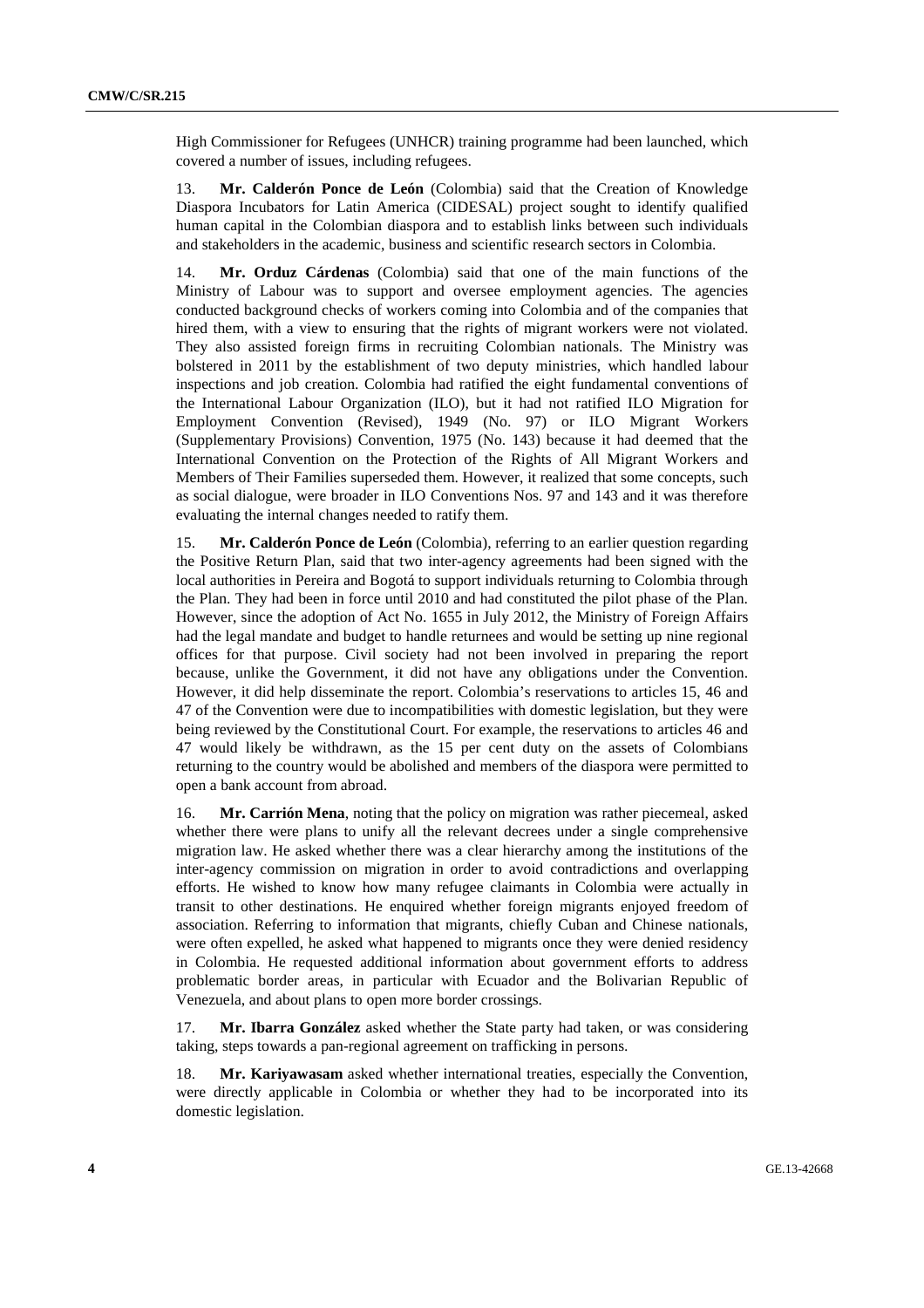High Commissioner for Refugees (UNHCR) training programme had been launched, which covered a number of issues, including refugees.

13. **Mr. Calderón Ponce de León** (Colombia) said that the Creation of Knowledge Diaspora Incubators for Latin America (CIDESAL) project sought to identify qualified human capital in the Colombian diaspora and to establish links between such individuals and stakeholders in the academic, business and scientific research sectors in Colombia.

14. **Mr. Orduz Cárdenas** (Colombia) said that one of the main functions of the Ministry of Labour was to support and oversee employment agencies. The agencies conducted background checks of workers coming into Colombia and of the companies that hired them, with a view to ensuring that the rights of migrant workers were not violated. They also assisted foreign firms in recruiting Colombian nationals. The Ministry was bolstered in 2011 by the establishment of two deputy ministries, which handled labour inspections and job creation. Colombia had ratified the eight fundamental conventions of the International Labour Organization (ILO), but it had not ratified ILO Migration for Employment Convention (Revised), 1949 (No. 97) or ILO Migrant Workers (Supplementary Provisions) Convention, 1975 (No. 143) because it had deemed that the International Convention on the Protection of the Rights of All Migrant Workers and Members of Their Families superseded them. However, it realized that some concepts, such as social dialogue, were broader in ILO Conventions Nos. 97 and 143 and it was therefore evaluating the internal changes needed to ratify them.

15. **Mr. Calderón Ponce de León** (Colombia), referring to an earlier question regarding the Positive Return Plan, said that two inter-agency agreements had been signed with the local authorities in Pereira and Bogotá to support individuals returning to Colombia through the Plan. They had been in force until 2010 and had constituted the pilot phase of the Plan. However, since the adoption of Act No. 1655 in July 2012, the Ministry of Foreign Affairs had the legal mandate and budget to handle returnees and would be setting up nine regional offices for that purpose. Civil society had not been involved in preparing the report because, unlike the Government, it did not have any obligations under the Convention. However, it did help disseminate the report. Colombia's reservations to articles 15, 46 and 47 of the Convention were due to incompatibilities with domestic legislation, but they were being reviewed by the Constitutional Court. For example, the reservations to articles 46 and 47 would likely be withdrawn, as the 15 per cent duty on the assets of Colombians returning to the country would be abolished and members of the diaspora were permitted to open a bank account from abroad.

16. **Mr. Carrión Mena**, noting that the policy on migration was rather piecemeal, asked whether there were plans to unify all the relevant decrees under a single comprehensive migration law. He asked whether there was a clear hierarchy among the institutions of the inter-agency commission on migration in order to avoid contradictions and overlapping efforts. He wished to know how many refugee claimants in Colombia were actually in transit to other destinations. He enquired whether foreign migrants enjoyed freedom of association. Referring to information that migrants, chiefly Cuban and Chinese nationals, were often expelled, he asked what happened to migrants once they were denied residency in Colombia. He requested additional information about government efforts to address problematic border areas, in particular with Ecuador and the Bolivarian Republic of Venezuela, and about plans to open more border crossings.

17. **Mr. Ibarra González** asked whether the State party had taken, or was considering taking, steps towards a pan-regional agreement on trafficking in persons.

18. **Mr. Kariyawasam** asked whether international treaties, especially the Convention, were directly applicable in Colombia or whether they had to be incorporated into its domestic legislation.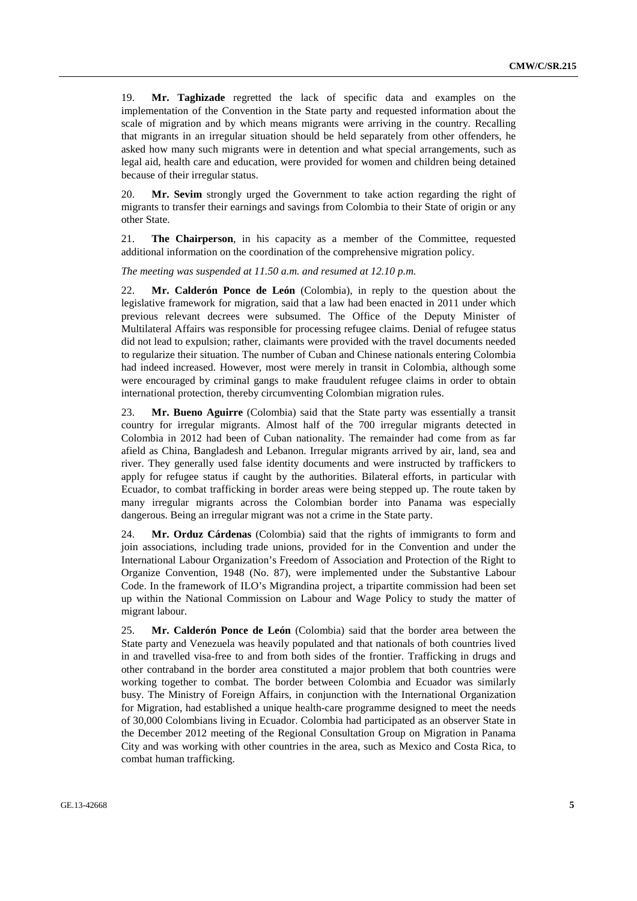19. **Mr. Taghizade** regretted the lack of specific data and examples on the implementation of the Convention in the State party and requested information about the scale of migration and by which means migrants were arriving in the country. Recalling that migrants in an irregular situation should be held separately from other offenders, he asked how many such migrants were in detention and what special arrangements, such as legal aid, health care and education, were provided for women and children being detained because of their irregular status.

20. **Mr. Sevim** strongly urged the Government to take action regarding the right of migrants to transfer their earnings and savings from Colombia to their State of origin or any other State.

21. **The Chairperson**, in his capacity as a member of the Committee, requested additional information on the coordination of the comprehensive migration policy.

*The meeting was suspended at 11.50 a.m. and resumed at 12.10 p.m.*

22. **Mr. Calderón Ponce de León** (Colombia), in reply to the question about the legislative framework for migration, said that a law had been enacted in 2011 under which previous relevant decrees were subsumed. The Office of the Deputy Minister of Multilateral Affairs was responsible for processing refugee claims. Denial of refugee status did not lead to expulsion; rather, claimants were provided with the travel documents needed to regularize their situation. The number of Cuban and Chinese nationals entering Colombia had indeed increased. However, most were merely in transit in Colombia, although some were encouraged by criminal gangs to make fraudulent refugee claims in order to obtain international protection, thereby circumventing Colombian migration rules.

23. **Mr. Bueno Aguirre** (Colombia) said that the State party was essentially a transit country for irregular migrants. Almost half of the 700 irregular migrants detected in Colombia in 2012 had been of Cuban nationality. The remainder had come from as far afield as China, Bangladesh and Lebanon. Irregular migrants arrived by air, land, sea and river. They generally used false identity documents and were instructed by traffickers to apply for refugee status if caught by the authorities. Bilateral efforts, in particular with Ecuador, to combat trafficking in border areas were being stepped up. The route taken by many irregular migrants across the Colombian border into Panama was especially dangerous. Being an irregular migrant was not a crime in the State party.

24. **Mr. Orduz Cárdenas** (Colombia) said that the rights of immigrants to form and join associations, including trade unions, provided for in the Convention and under the International Labour Organization's Freedom of Association and Protection of the Right to Organize Convention, 1948 (No. 87), were implemented under the Substantive Labour Code. In the framework of ILO's Migrandina project, a tripartite commission had been set up within the National Commission on Labour and Wage Policy to study the matter of migrant labour.

25. **Mr. Calderón Ponce de León** (Colombia) said that the border area between the State party and Venezuela was heavily populated and that nationals of both countries lived in and travelled visa-free to and from both sides of the frontier. Trafficking in drugs and other contraband in the border area constituted a major problem that both countries were working together to combat. The border between Colombia and Ecuador was similarly busy. The Ministry of Foreign Affairs, in conjunction with the International Organization for Migration, had established a unique health-care programme designed to meet the needs of 30,000 Colombians living in Ecuador. Colombia had participated as an observer State in the December 2012 meeting of the Regional Consultation Group on Migration in Panama City and was working with other countries in the area, such as Mexico and Costa Rica, to combat human trafficking.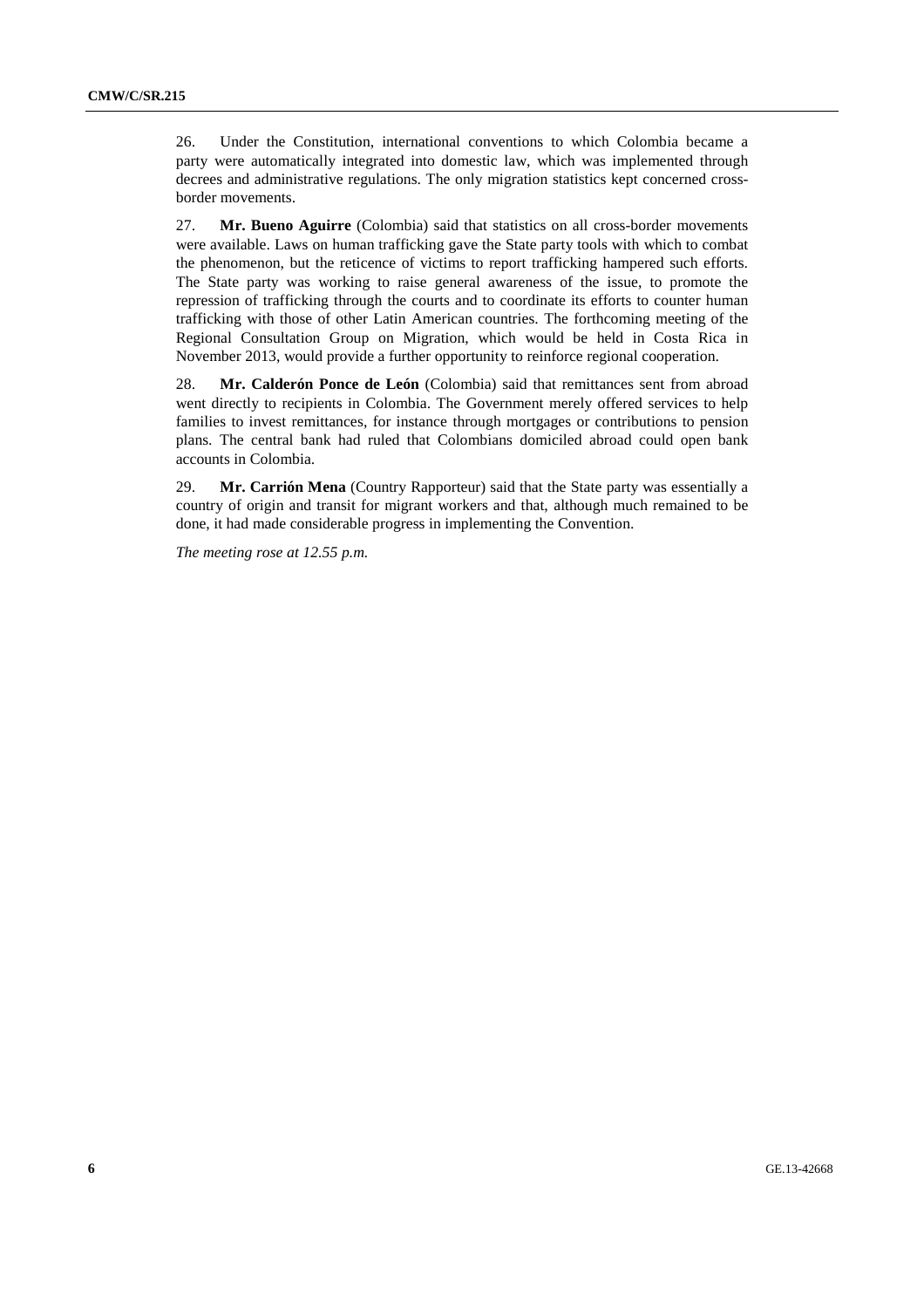26. Under the Constitution, international conventions to which Colombia became a party were automatically integrated into domestic law, which was implemented through decrees and administrative regulations. The only migration statistics kept concerned cross-border movements.

27. **Mr. Bueno Aguirre** (Colombia) said that statistics on all cross-border movements were available. Laws on human trafficking gave the State party tools with which to combat the phenomenon, but the reticence of victims to report trafficking hampered such efforts. The State party was working to raise general awareness of the issue, to promote the repression of trafficking through the courts and to coordinate its efforts to counter human trafficking with those of other Latin American countries. The forthcoming meeting of the Regional Consultation Group on Migration, which would be held in Costa Rica in November 2013, would provide a further opportunity to reinforce regional cooperation.

28. **Mr. Calderón Ponce de León** (Colombia) said that remittances sent from abroad went directly to recipients in Colombia. The Government merely offered services to help families to invest remittances, for instance through mortgages or contributions to pension plans. The central bank had ruled that Colombians domiciled abroad could open bank accounts in Colombia.

29. **Mr. Carrión Mena** (Country Rapporteur) said that the State party was essentially a country of origin and transit for migrant workers and that, although much remained to be done, it had made considerable progress in implementing the Convention.

*The meeting rose at 12.55 p.m.*